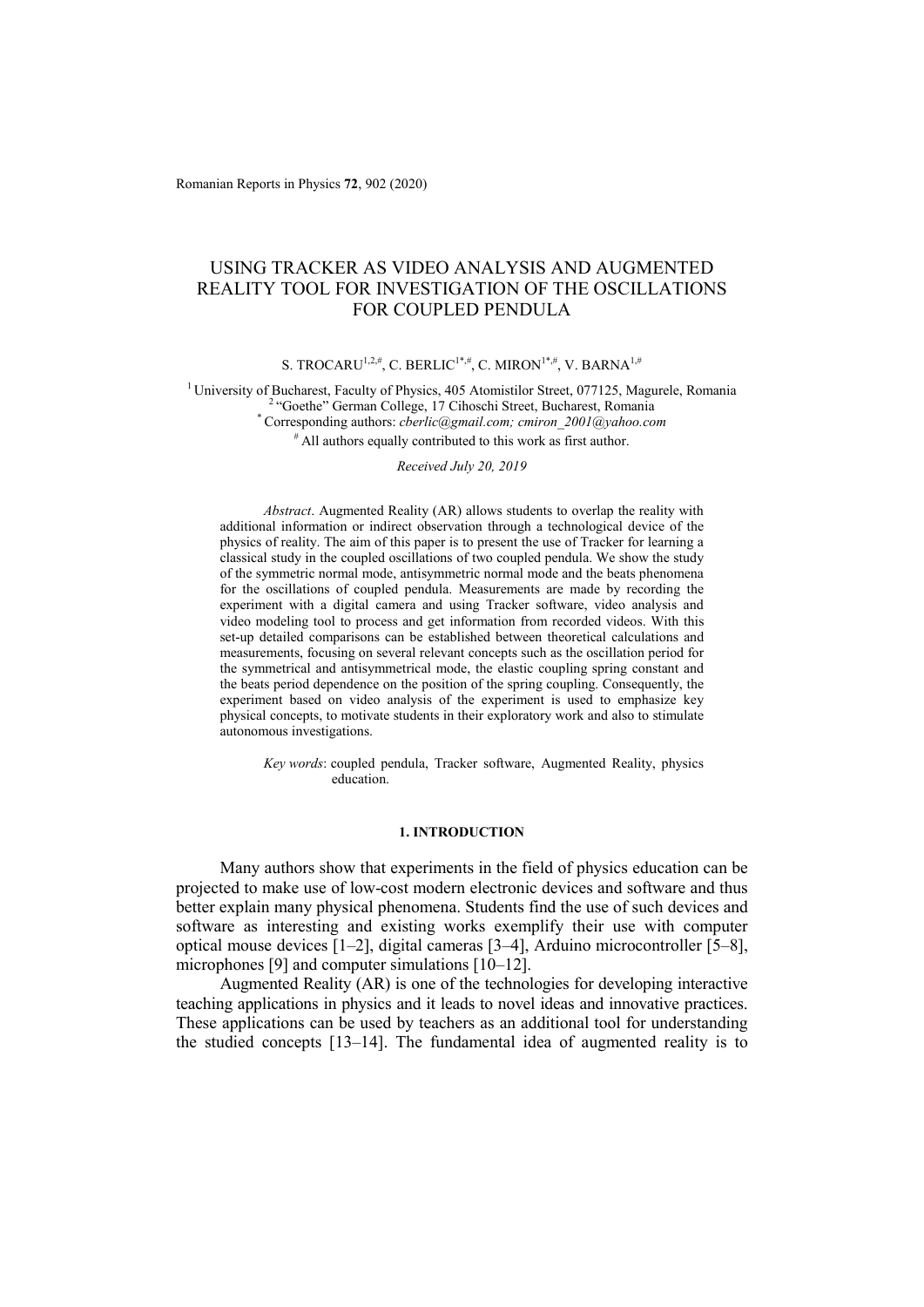# USING TRACKER AS VIDEO ANALYSIS AND AUGMENTED REALITY TOOL FOR INVESTIGATION OF THE OSCILLATIONS FOR COUPLED PENDULA

S. TROCARU[1,2,#], C. BERLIC[1*,#], C. MIRON[1*,#], V. BARNA[1,#]

[1] University of Bucharest, Faculty of Physics, 405 Atomistilor Street, 077125, Magurele, Romania
[2] "Goethe" German College, 17 Cihoschi Street, Bucharest, Romania
[*] Corresponding authors: *cberlic@gmail.com; cmiron_2001@yahoo.com*
[#] All authors equally contributed to this work as first author.

*Received July 20, 2019*

*Abstract*. Augmented Reality (AR) allows students to overlap the reality with additional information or indirect observation through a technological device of the physics of reality. The aim of this paper is to present the use of Tracker for learning a classical study in the coupled oscillations of two coupled pendula. We show the study of the symmetric normal mode, antisymmetric normal mode and the beats phenomena for the oscillations of coupled pendula. Measurements are made by recording the experiment with a digital camera and using Tracker software, video analysis and video modeling tool to process and get information from recorded videos. With this set-up detailed comparisons can be established between theoretical calculations and measurements, focusing on several relevant concepts such as the oscillation period for the symmetrical and antisymmetrical mode, the elastic coupling spring constant and the beats period dependence on the position of the spring coupling. Consequently, the experiment based on video analysis of the experiment is used to emphasize key physical concepts, to motivate students in their exploratory work and also to stimulate autonomous investigations.

*Key words*: coupled pendula, Tracker software, Augmented Reality, physics education.

## 1. INTRODUCTION

Many authors show that experiments in the field of physics education can be projected to make use of low-cost modern electronic devices and software and thus better explain many physical phenomena. Students find the use of such devices and software as interesting and existing works exemplify their use with computer optical mouse devices [1–2], digital cameras [3–4], Arduino microcontroller [5–8], microphones [9] and computer simulations [10–12].

Augmented Reality (AR) is one of the technologies for developing interactive teaching applications in physics and it leads to novel ideas and innovative practices. These applications can be used by teachers as an additional tool for understanding the studied concepts [13–14]. The fundamental idea of augmented reality is to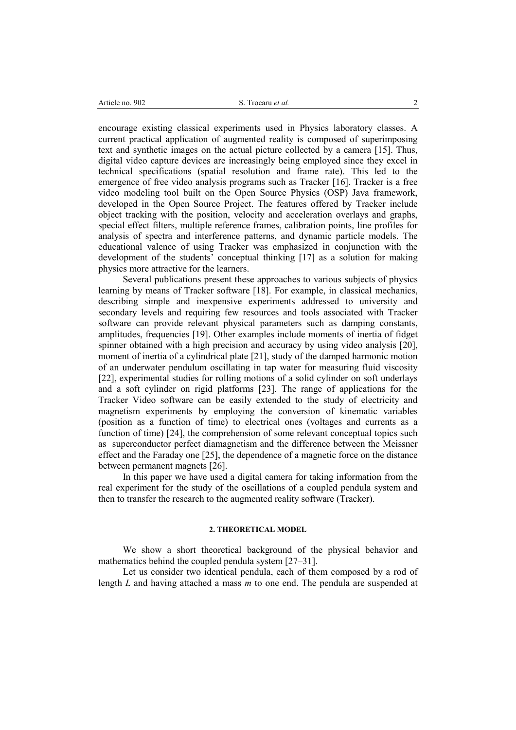encourage existing classical experiments used in Physics laboratory classes. A current practical application of augmented reality is composed of superimposing text and synthetic images on the actual picture collected by a camera [15]. Thus, digital video capture devices are increasingly being employed since they excel in technical specifications (spatial resolution and frame rate). This led to the emergence of free video analysis programs such as Tracker [16]. Tracker is a free video modeling tool built on the Open Source Physics (OSP) Java framework, developed in the Open Source Project. The features offered by Tracker include object tracking with the position, velocity and acceleration overlays and graphs, special effect filters, multiple reference frames, calibration points, line profiles for analysis of spectra and interference patterns, and dynamic particle models. The educational valence of using Tracker was emphasized in conjunction with the development of the students' conceptual thinking [17] as a solution for making physics more attractive for the learners.

Several publications present these approaches to various subjects of physics learning by means of Tracker software [18]. For example, in classical mechanics, describing simple and inexpensive experiments addressed to university and secondary levels and requiring few resources and tools associated with Tracker software can provide relevant physical parameters such as damping constants, amplitudes, frequencies [19]. Other examples include moments of inertia of fidget spinner obtained with a high precision and accuracy by using video analysis [20], moment of inertia of a cylindrical plate [21], study of the damped harmonic motion of an underwater pendulum oscillating in tap water for measuring fluid viscosity [22], experimental studies for rolling motions of a solid cylinder on soft underlays and a soft cylinder on rigid platforms [23]. The range of applications for the Tracker Video software can be easily extended to the study of electricity and magnetism experiments by employing the conversion of kinematic variables (position as a function of time) to electrical ones (voltages and currents as a function of time) [24], the comprehension of some relevant conceptual topics such as superconductor perfect diamagnetism and the difference between the Meissner effect and the Faraday one [25], the dependence of a magnetic force on the distance between permanent magnets [26].

In this paper we have used a digital camera for taking information from the real experiment for the study of the oscillations of a coupled pendula system and then to transfer the research to the augmented reality software (Tracker).

## 2. THEORETICAL MODEL

We show a short theoretical background of the physical behavior and mathematics behind the coupled pendula system [27–31].

Let us consider two identical pendula, each of them composed by a rod of length $L$ and having attached a mass $m$ to one end. The pendula are suspended at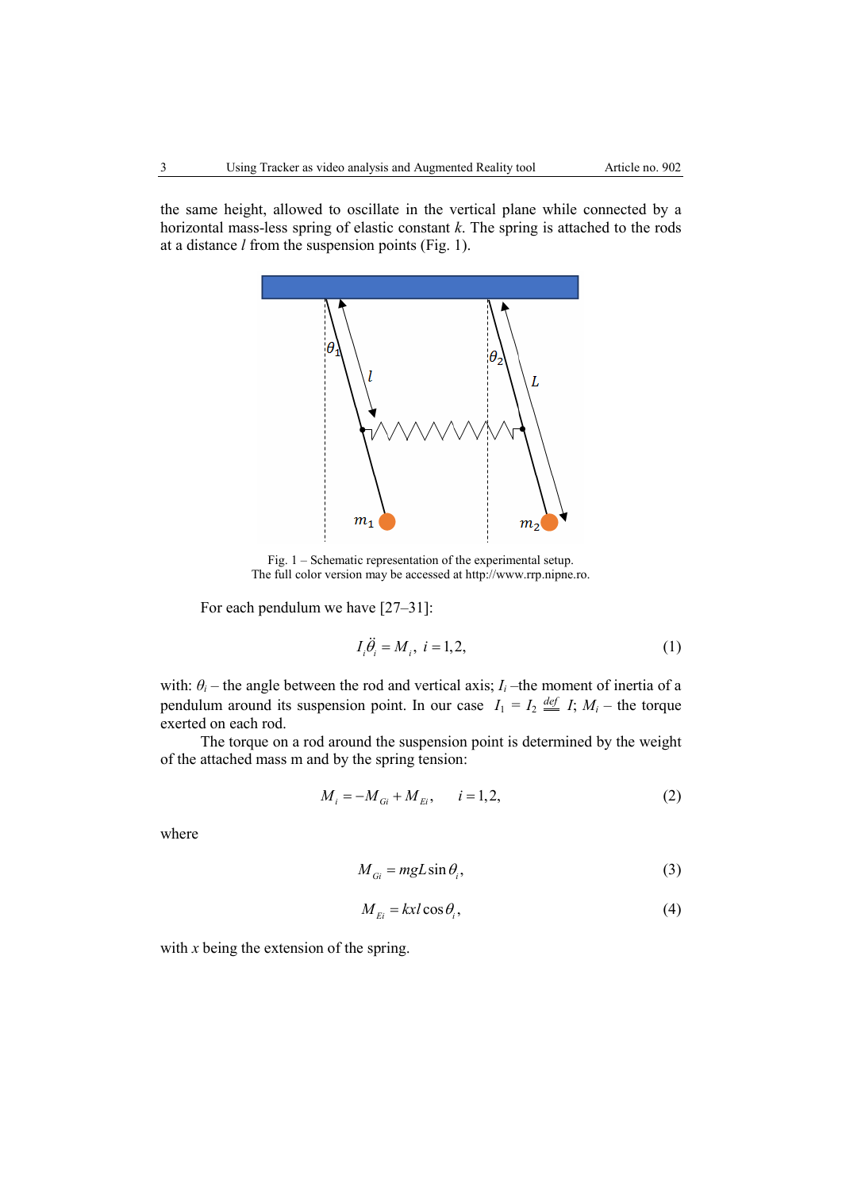the same height, allowed to oscillate in the vertical plane while connected by a horizontal mass-less spring of elastic constant $k$. The spring is attached to the rods at a distance $l$ from the suspension points (Fig. 1).

Fig. 1 – Schematic representation of the experimental setup.
The full color version may be accessed at http://www.rrp.nipne.ro.

For each pendulum we have [27–31]:

$$I_i \ddot{\theta}_i = M_i, \; i = 1,2, \tag{1}$$

with: $\theta_i$ – the angle between the rod and vertical axis; $I_i$ –the moment of inertia of a pendulum around its suspension point. In our case $I_1 = I_2 \stackrel{def}{=} I$; $M_i$ – the torque exerted on each rod.

The torque on a rod around the suspension point is determined by the weight of the attached mass m and by the spring tension:

$$M_i = -M_{Gi} + M_{Ei}, \qquad i = 1,2, \tag{2}$$

where

$$M_{Gi} = mgL\sin\theta_i, \tag{3}$$

$$M_{Ei} = kxl\cos\theta_i, \tag{4}$$

with $x$ being the extension of the spring.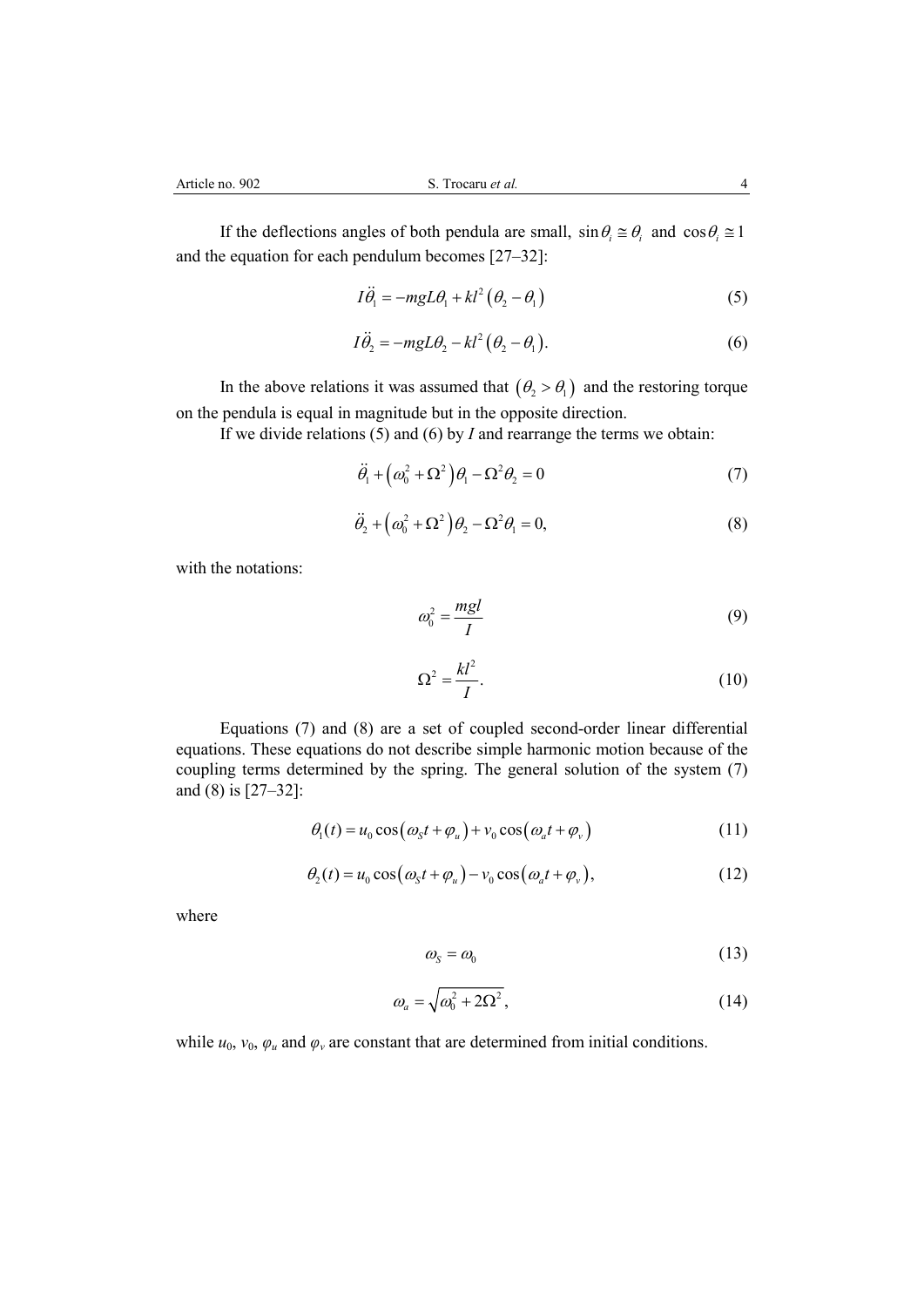If the deflections angles of both pendula are small, $\sin\theta_i \cong \theta_i$ and $\cos\theta_i \cong 1$ and the equation for each pendulum becomes [27–32]:

$$I\ddot{\theta}_1 = -mgL\theta_1 + kl^2\left(\theta_2 - \theta_1\right) \tag{5}$$

$$I\ddot{\theta}_2 = -mgL\theta_2 - kl^2\left(\theta_2 - \theta_1\right). \tag{6}$$

In the above relations it was assumed that $\left(\theta_2 > \theta_1\right)$ and the restoring torque on the pendula is equal in magnitude but in the opposite direction.

If we divide relations (5) and (6) by $I$ and rearrange the terms we obtain:

$$\ddot{\theta}_1 + \left(\omega_0^2 + \Omega^2\right)\theta_1 - \Omega^2\theta_2 = 0 \tag{7}$$

$$\ddot{\theta}_2 + \left(\omega_0^2 + \Omega^2\right)\theta_2 - \Omega^2\theta_1 = 0, \tag{8}$$

with the notations:

$$\omega_0^2 = \frac{mgl}{I} \tag{9}$$

$$\Omega^2 = \frac{kl^2}{I}. \tag{10}$$

Equations (7) and (8) are a set of coupled second-order linear differential equations. These equations do not describe simple harmonic motion because of the coupling terms determined by the spring. The general solution of the system (7) and (8) is [27–32]:

$$\theta_1(t) = u_0\cos\left(\omega_S t + \varphi_u\right) + v_0\cos\left(\omega_a t + \varphi_v\right) \tag{11}$$

$$\theta_2(t) = u_0\cos\left(\omega_S t + \varphi_u\right) - v_0\cos\left(\omega_a t + \varphi_v\right), \tag{12}$$

where

$$\omega_S = \omega_0 \tag{13}$$

$$\omega_a = \sqrt{\omega_0^2 + 2\Omega^2}, \tag{14}$$

while $u_0$, $v_0$, $\varphi_u$ and $\varphi_v$ are constant that are determined from initial conditions.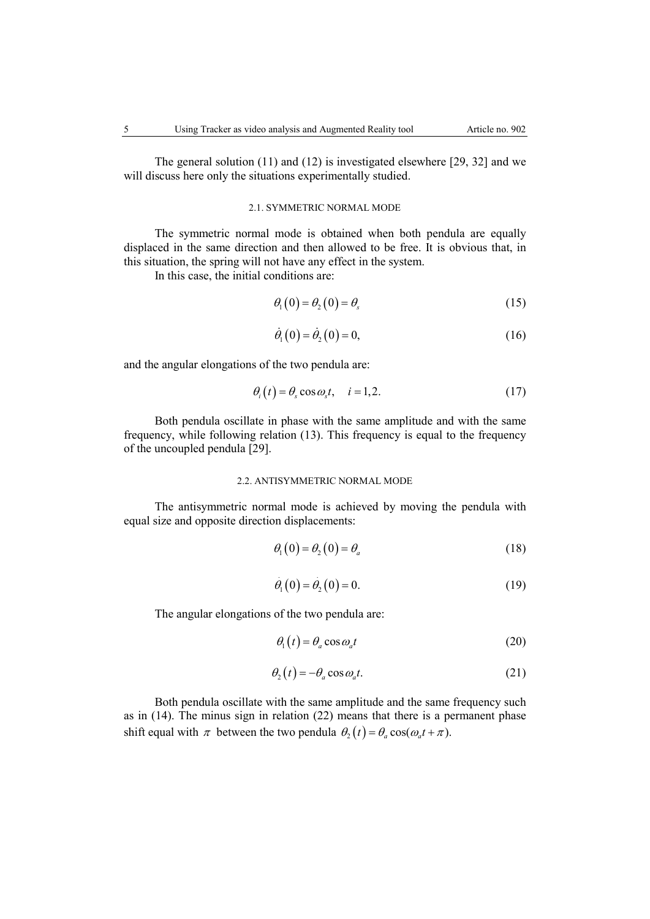The general solution (11) and (12) is investigated elsewhere [29, 32] and we will discuss here only the situations experimentally studied.

### 2.1. SYMMETRIC NORMAL MODE

The symmetric normal mode is obtained when both pendula are equally displaced in the same direction and then allowed to be free. It is obvious that, in this situation, the spring will not have any effect in the system.

In this case, the initial conditions are:

$$\theta_1(0) = \theta_2(0) = \theta_s \tag{15}$$

$$\dot{\theta}_1(0) = \dot{\theta}_2(0) = 0, \tag{16}$$

and the angular elongations of the two pendula are:

$$\theta_i(t) = \theta_s \cos \omega_s t, \quad i = 1,2. \tag{17}$$

Both pendula oscillate in phase with the same amplitude and with the same frequency, while following relation (13). This frequency is equal to the frequency of the uncoupled pendula [29].

### 2.2. ANTISYMMETRIC NORMAL MODE

The antisymmetric normal mode is achieved by moving the pendula with equal size and opposite direction displacements:

$$\theta_1(0) = \theta_2(0) = \theta_a \tag{18}$$

$$\dot{\theta}_1(0) = \dot{\theta}_2(0) = 0. \tag{19}$$

The angular elongations of the two pendula are:

$$\theta_1(t) = \theta_a \cos \omega_a t \tag{20}$$

$$\theta_2(t) = -\theta_a \cos \omega_a t. \tag{21}$$

Both pendula oscillate with the same amplitude and the same frequency such as in (14). The minus sign in relation (22) means that there is a permanent phase shift equal with $\pi$ between the two pendula $\theta_2(t) = \theta_a \cos(\omega_a t + \pi)$.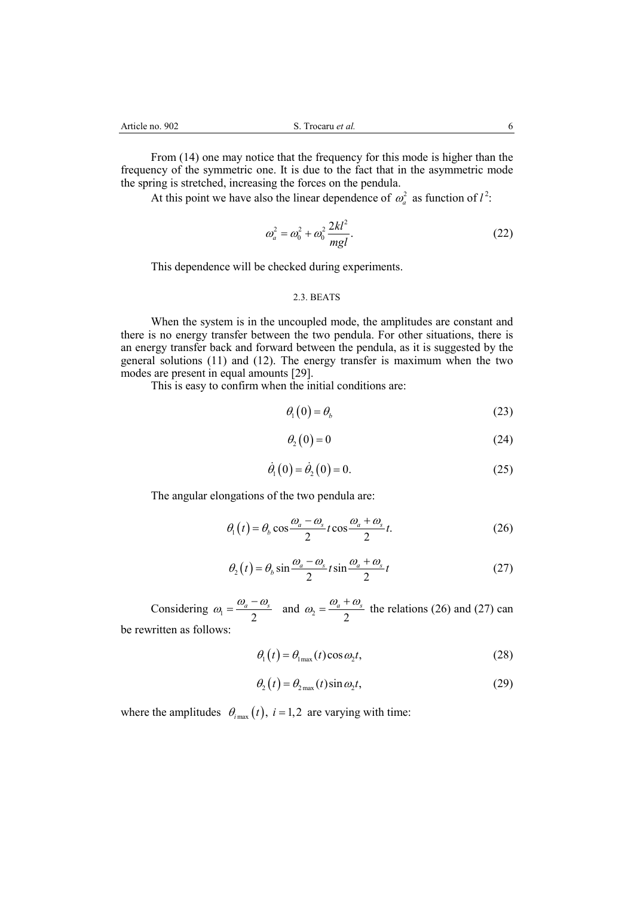From (14) one may notice that the frequency for this mode is higher than the frequency of the symmetric one. It is due to the fact that in the asymmetric mode the spring is stretched, increasing the forces on the pendula.

At this point we have also the linear dependence of $\omega_a^2$ as function of $l^2$:

$$\omega_a^2 = \omega_0^2 + \omega_0^2 \frac{2kl^2}{mgl}. \tag{22}$$

This dependence will be checked during experiments.

### 2.3. BEATS

When the system is in the uncoupled mode, the amplitudes are constant and there is no energy transfer between the two pendula. For other situations, there is an energy transfer back and forward between the pendula, as it is suggested by the general solutions (11) and (12). The energy transfer is maximum when the two modes are present in equal amounts [29].

This is easy to confirm when the initial conditions are:

$$\theta_1(0) = \theta_b \tag{23}$$

$$\theta_2(0) = 0 \tag{24}$$

$$\dot{\theta}_1(0) = \dot{\theta}_2(0) = 0. \tag{25}$$

The angular elongations of the two pendula are:

$$\theta_1(t) = \theta_b \cos\frac{\omega_a - \omega_s}{2} t \cos\frac{\omega_a + \omega_s}{2} t. \tag{26}$$

$$\theta_2(t) = \theta_b \sin\frac{\omega_a - \omega_s}{2} t \sin\frac{\omega_a + \omega_s}{2} t \tag{27}$$

Considering $\omega_1 = \dfrac{\omega_a - \omega_s}{2}$ and $\omega_2 = \dfrac{\omega_a + \omega_s}{2}$ the relations (26) and (27) can be rewritten as follows:

$$\theta_1(t) = \theta_{1\max}(t)\cos\omega_2 t, \tag{28}$$

$$\theta_2(t) = \theta_{2\max}(t)\sin\omega_2 t, \tag{29}$$

where the amplitudes $\theta_{i\max}(t),\ i = 1,2$ are varying with time: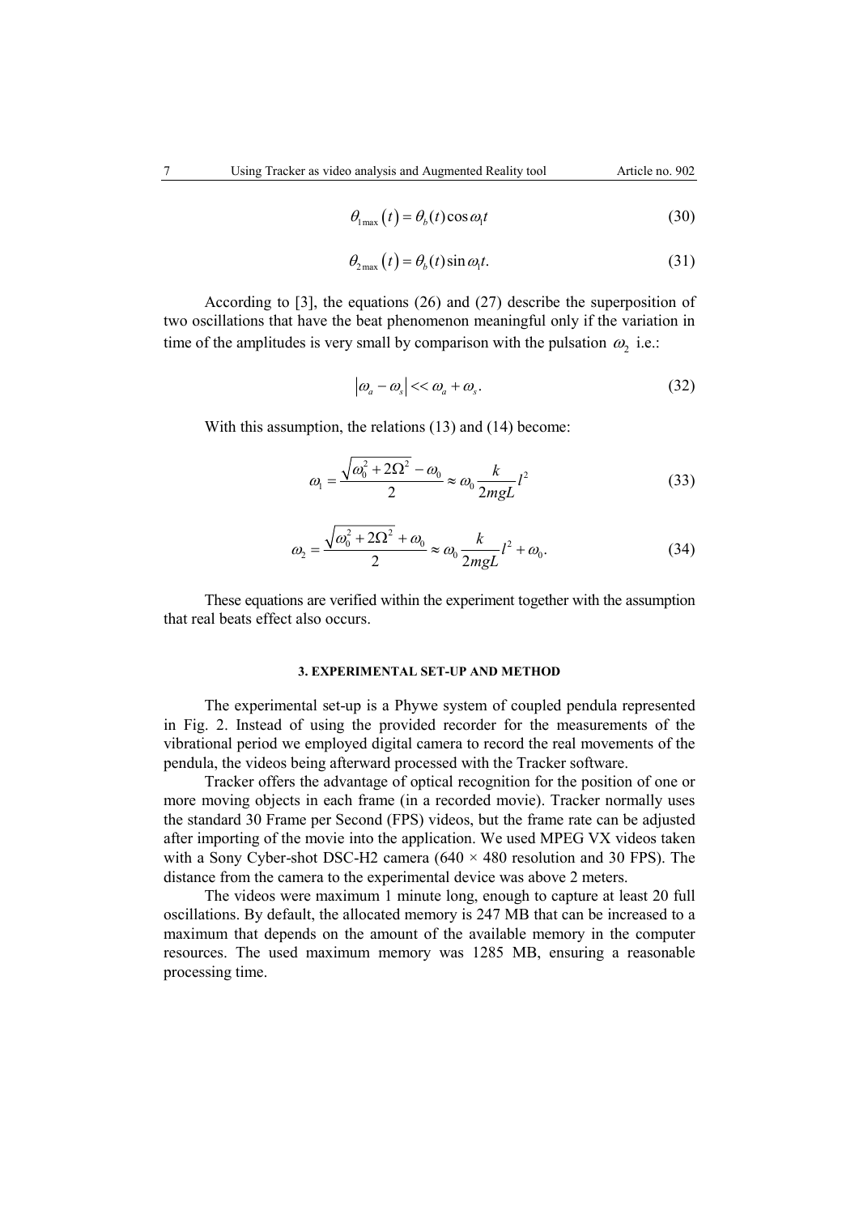$$\theta_{1\max}(t) = \theta_b(t)\cos\omega_1 t \tag{30}$$

$$\theta_{2\max}(t) = \theta_b(t)\sin\omega_1 t. \tag{31}$$

According to [3], the equations (26) and (27) describe the superposition of two oscillations that have the beat phenomenon meaningful only if the variation in time of the amplitudes is very small by comparison with the pulsation $\omega_2$ i.e.:

$$|\omega_a - \omega_s| << \omega_a + \omega_s. \tag{32}$$

With this assumption, the relations (13) and (14) become:

$$\omega_1 = \frac{\sqrt{\omega_0^2 + 2\Omega^2} - \omega_0}{2} \approx \omega_0 \frac{k}{2mgL} l^2 \tag{33}$$

$$\omega_2 = \frac{\sqrt{\omega_0^2 + 2\Omega^2} + \omega_0}{2} \approx \omega_0 \frac{k}{2mgL} l^2 + \omega_0. \tag{34}$$

These equations are verified within the experiment together with the assumption that real beats effect also occurs.

### 3. EXPERIMENTAL SET-UP AND METHOD

The experimental set-up is a Phywe system of coupled pendula represented in Fig. 2. Instead of using the provided recorder for the measurements of the vibrational period we employed digital camera to record the real movements of the pendula, the videos being afterward processed with the Tracker software.

Tracker offers the advantage of optical recognition for the position of one or more moving objects in each frame (in a recorded movie). Tracker normally uses the standard 30 Frame per Second (FPS) videos, but the frame rate can be adjusted after importing of the movie into the application. We used MPEG VX videos taken with a Sony Cyber-shot DSC-H2 camera (640 × 480 resolution and 30 FPS). The distance from the camera to the experimental device was above 2 meters.

The videos were maximum 1 minute long, enough to capture at least 20 full oscillations. By default, the allocated memory is 247 MB that can be increased to a maximum that depends on the amount of the available memory in the computer resources. The used maximum memory was 1285 MB, ensuring a reasonable processing time.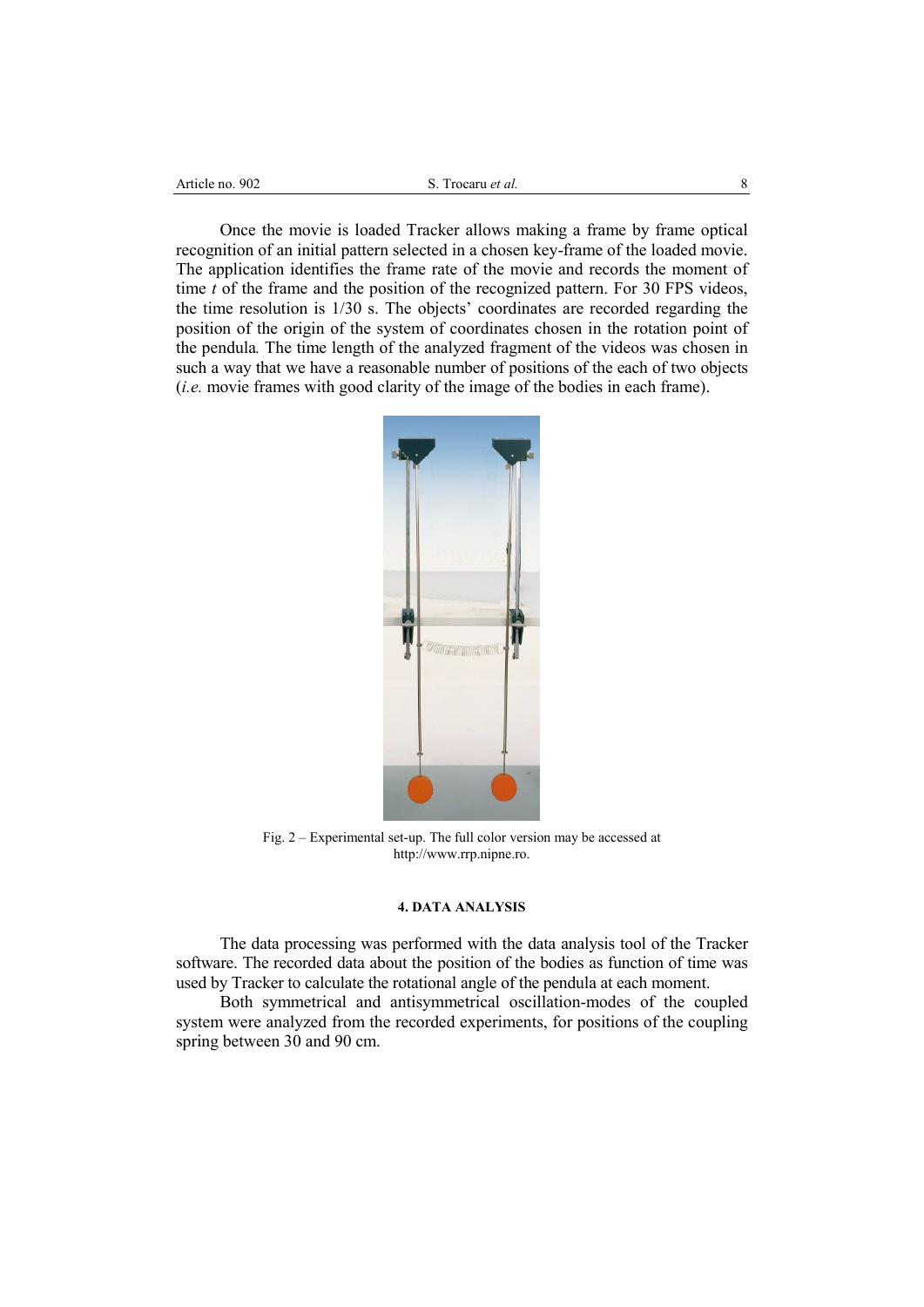Once the movie is loaded Tracker allows making a frame by frame optical recognition of an initial pattern selected in a chosen key-frame of the loaded movie. The application identifies the frame rate of the movie and records the moment of time $t$ of the frame and the position of the recognized pattern. For 30 FPS videos, the time resolution is 1/30 s. The objects' coordinates are recorded regarding the position of the origin of the system of coordinates chosen in the rotation point of the pendula*.* The time length of the analyzed fragment of the videos was chosen in such a way that we have a reasonable number of positions of the each of two objects (*i.e.* movie frames with good clarity of the image of the bodies in each frame).

Fig. 2 – Experimental set-up. The full color version may be accessed at http://www.rrp.nipne.ro.

#### 4. DATA ANALYSIS

The data processing was performed with the data analysis tool of the Tracker software. The recorded data about the position of the bodies as function of time was used by Tracker to calculate the rotational angle of the pendula at each moment.

Both symmetrical and antisymmetrical oscillation-modes of the coupled system were analyzed from the recorded experiments, for positions of the coupling spring between 30 and 90 cm.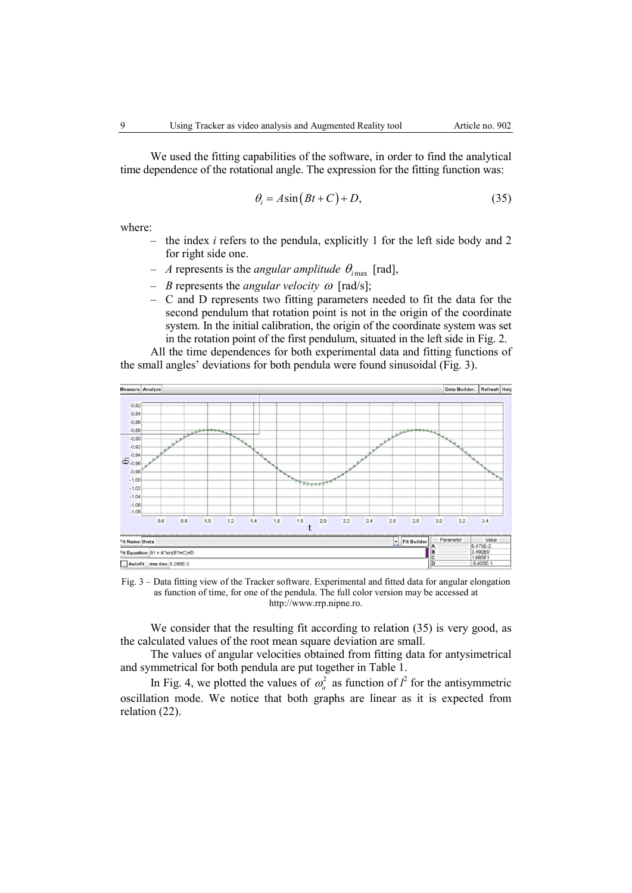We used the fitting capabilities of the software, in order to find the analytical time dependence of the rotational angle. The expression for the fitting function was:

$$\theta_i = A\sin(Bt + C) + D, \tag{35}$$

where:

- the index $i$ refers to the pendula, explicitly 1 for the left side body and 2 for right side one.
- $A$ represents is the *angular amplitude* $\theta_{i\max}$ [rad],
- $B$ represents the *angular velocity* $\omega$ [rad/s];
- C and D represents two fitting parameters needed to fit the data for the second pendulum that rotation point is not in the origin of the coordinate system. In the initial calibration, the origin of the coordinate system was set in the rotation point of the first pendulum, situated in the left side in Fig. 2.

All the time dependences for both experimental data and fitting functions of the small angles' deviations for both pendula were found sinusoidal (Fig. 3).

Fig. 3 – Data fitting view of the Tracker software. Experimental and fitted data for angular elongation as function of time, for one of the pendula. The full color version may be accessed at http://www.rrp.nipne.ro.

We consider that the resulting fit according to relation (35) is very good, as the calculated values of the root mean square deviation are small.

The values of angular velocities obtained from fitting data for antysimetrical and symmetrical for both pendula are put together in Table 1.

In Fig. 4, we plotted the values of $\omega_a^2$ as function of $l^2$ for the antisymmetric oscillation mode. We notice that both graphs are linear as it is expected from relation (22).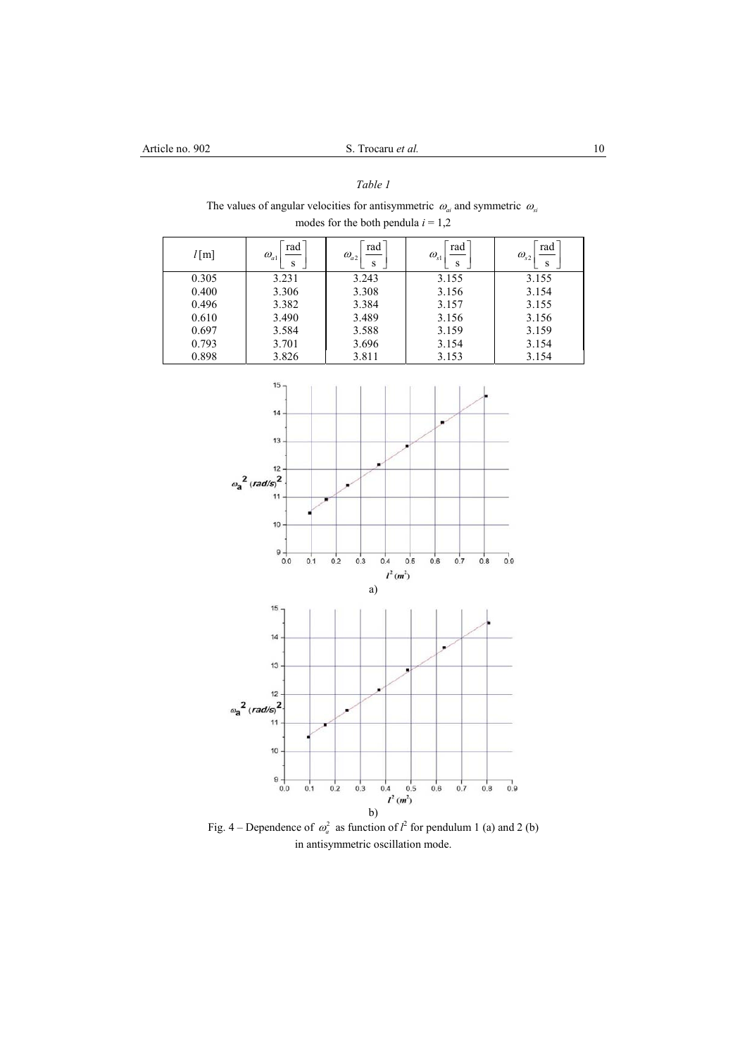*Table 1*

The values of angular velocities for antisymmetric $\omega_{ai}$ and symmetric $\omega_{si}$ modes for the both pendula $i$ = 1,2

| $l$ [m] | $\omega_{a1}\left[\frac{\text{rad}}{\text{s}}\right]$ | $\omega_{a2}\left[\frac{\text{rad}}{\text{s}}\right]$ | $\omega_{s1}\left[\frac{\text{rad}}{\text{s}}\right]$ | $\omega_{s2}\left[\frac{\text{rad}}{\text{s}}\right]$ |
|---|---|---|---|---|
| 0.305 | 3.231 | 3.243 | 3.155 | 3.155 |
| 0.400 | 3.306 | 3.308 | 3.156 | 3.154 |
| 0.496 | 3.382 | 3.384 | 3.157 | 3.155 |
| 0.610 | 3.490 | 3.489 | 3.156 | 3.156 |
| 0.697 | 3.584 | 3.588 | 3.159 | 3.159 |
| 0.793 | 3.701 | 3.696 | 3.154 | 3.154 |
| 0.898 | 3.826 | 3.811 | 3.153 | 3.154 |

a)

b)

Fig. 4 – Dependence of $\omega_a^2$ as function of $l^2$ for pendulum 1 (a) and 2 (b) in antisymmetric oscillation mode.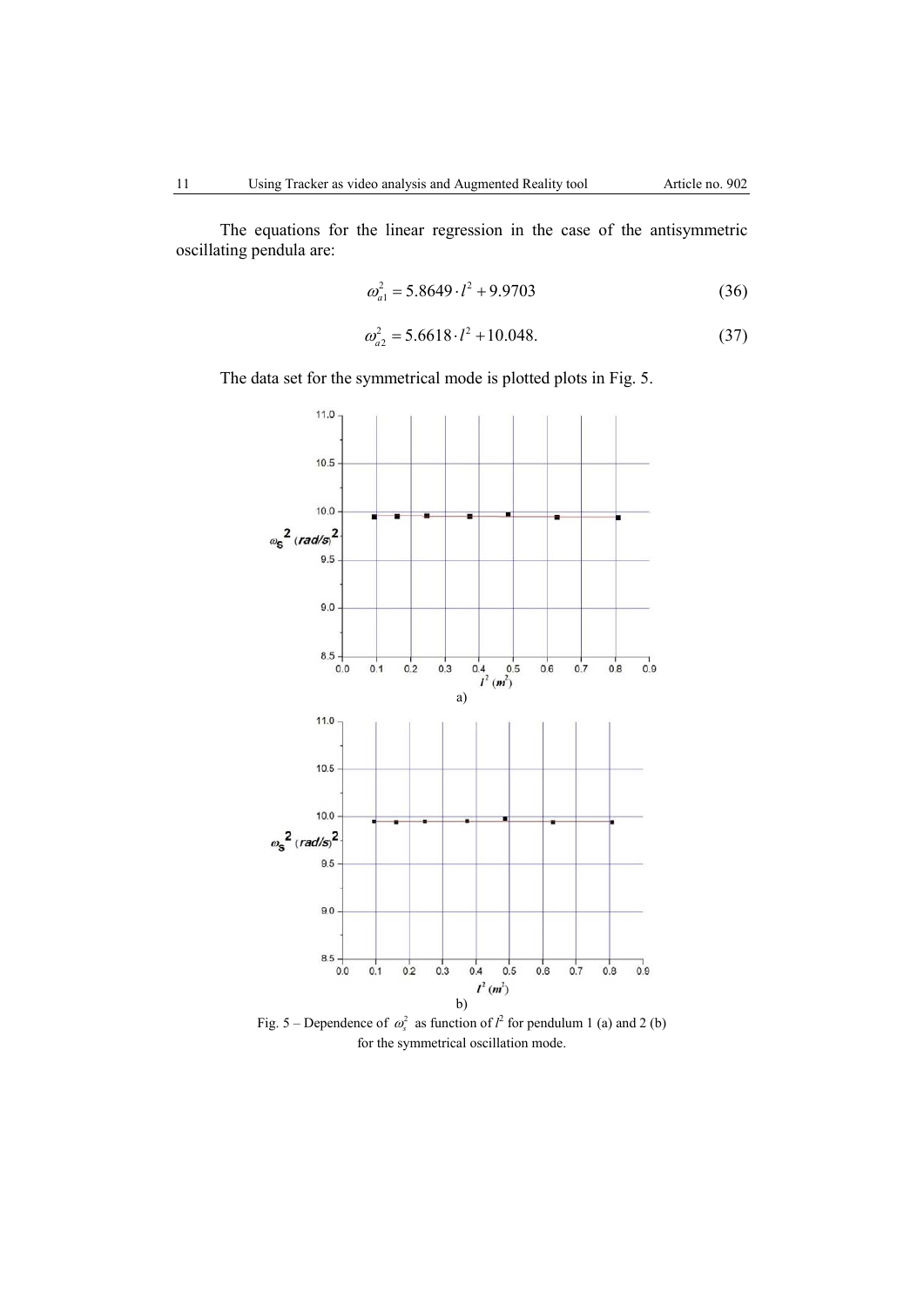The equations for the linear regression in the case of the antisymmetric oscillating pendula are:

$$\omega_{a1}^2 = 5.8649 \cdot l^2 + 9.9703 \quad (36)$$

$$\omega_{a2}^2 = 5.6618 \cdot l^2 + 10.048. \quad (37)$$

The data set for the symmetrical mode is plotted plots in Fig. 5.

a)

b)

Fig. 5 – Dependence of $\omega_s^2$ as function of $l^2$ for pendulum 1 (a) and 2 (b) for the symmetrical oscillation mode.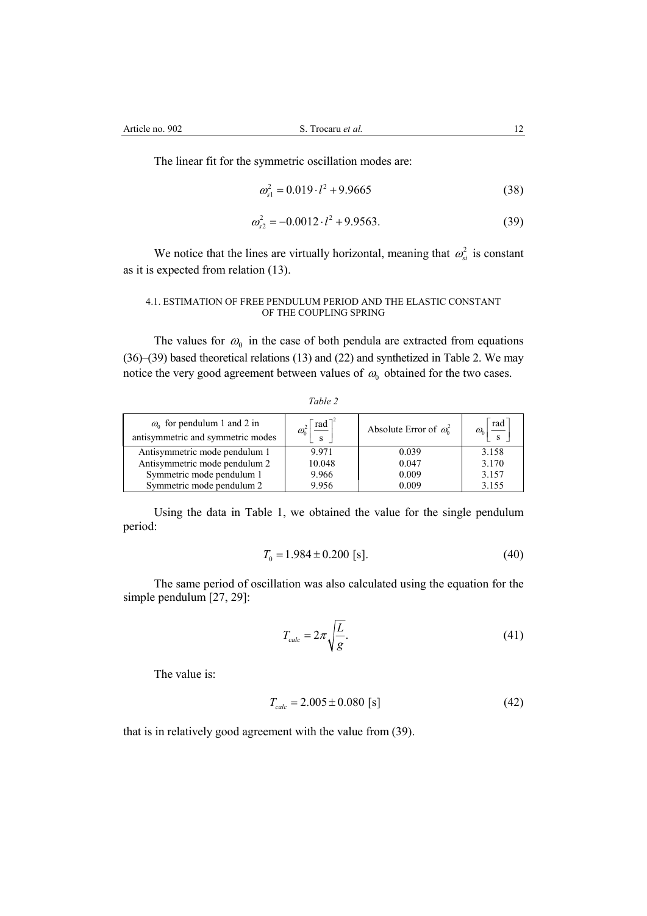The linear fit for the symmetric oscillation modes are:

$$\omega_{s1}^2 = 0.019 \cdot l^2 + 9.9665 \tag{38}$$

$$\omega_{s2}^2 = -0.0012 \cdot l^2 + 9.9563. \tag{39}$$

We notice that the lines are virtually horizontal, meaning that $\omega_{si}^2$ is constant as it is expected from relation (13).

#### 4.1. ESTIMATION OF FREE PENDULUM PERIOD AND THE ELASTIC CONSTANT OF THE COUPLING SPRING

The values for $\omega_0$ in the case of both pendula are extracted from equations (36)–(39) based theoretical relations (13) and (22) and synthetized in Table 2. We may notice the very good agreement between values of $\omega_0$ obtained for the two cases.

*Table 2*

| $\omega_0$ for pendulum 1 and 2 in antisymmetric and symmetric modes | $\omega_0^2 \left[\frac{\text{rad}}{\text{s}}\right]^2$ | Absolute Error of $\omega_0^2$ | $\omega_0 \left[\frac{\text{rad}}{\text{s}}\right]$ |
|---|---|---|---|
| Antisymmetric mode pendulum 1 | 9.971 | 0.039 | 3.158 |
| Antisymmetric mode pendulum 2 | 10.048 | 0.047 | 3.170 |
| Symmetric mode pendulum 1 | 9.966 | 0.009 | 3.157 |
| Symmetric mode pendulum 2 | 9.956 | 0.009 | 3.155 |

Using the data in Table 1, we obtained the value for the single pendulum period:

$$T_0 = 1.984 \pm 0.200 \text{ [s]}. \tag{40}$$

The same period of oscillation was also calculated using the equation for the simple pendulum [27, 29]:

$$T_{calc} = 2\pi \sqrt{\frac{L}{g}}. \tag{41}$$

The value is:

$$T_{calc} = 2.005 \pm 0.080 \text{ [s]} \tag{42}$$

that is in relatively good agreement with the value from (39).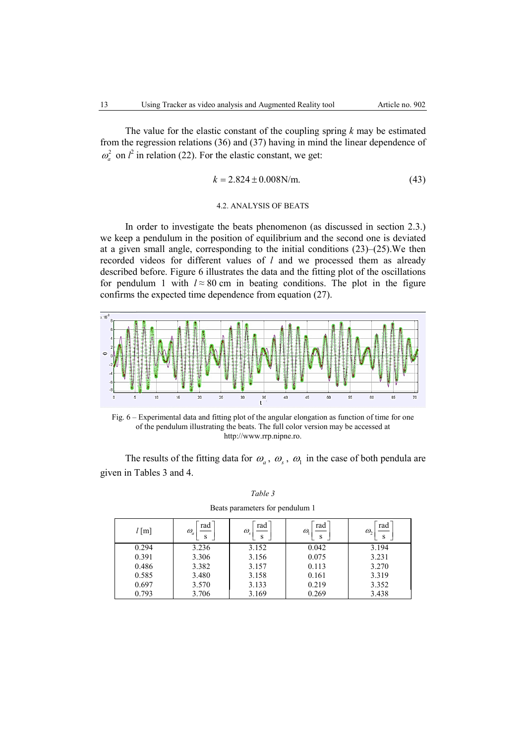The value for the elastic constant of the coupling spring $k$ may be estimated from the regression relations (36) and (37) having in mind the linear dependence of $\omega_a^2$ on $l^2$ in relation (22). For the elastic constant, we get:

$$k = 2.824 \pm 0.008\text{N/m}. \tag{43}$$

### 4.2. ANALYSIS OF BEATS

In order to investigate the beats phenomenon (as discussed in section 2.3.) we keep a pendulum in the position of equilibrium and the second one is deviated at a given small angle, corresponding to the initial conditions (23)–(25).We then recorded videos for different values of $l$ and we processed them as already described before. Figure 6 illustrates the data and the fitting plot of the oscillations for pendulum 1 with $l \approx 80$ cm in beating conditions. The plot in the figure confirms the expected time dependence from equation (27).

Fig. 6 – Experimental data and fitting plot of the angular elongation as function of time for one of the pendulum illustrating the beats. The full color version may be accessed at http://www.rrp.nipne.ro.

The results of the fitting data for $\omega_a$, $\omega_s$, $\omega_1$ in the case of both pendula are given in Tables 3 and 4.

*Table 3*

Beats parameters for pendulum 1

| $l$ [m] | $\omega_a \left[\frac{\text{rad}}{\text{s}}\right]$ | $\omega_s \left[\frac{\text{rad}}{\text{s}}\right]$ | $\omega_1 \left[\frac{\text{rad}}{\text{s}}\right]$ | $\omega_2 \left[\frac{\text{rad}}{\text{s}}\right]$ |
|---|---|---|---|---|
| 0.294 | 3.236 | 3.152 | 0.042 | 3.194 |
| 0.391 | 3.306 | 3.156 | 0.075 | 3.231 |
| 0.486 | 3.382 | 3.157 | 0.113 | 3.270 |
| 0.585 | 3.480 | 3.158 | 0.161 | 3.319 |
| 0.697 | 3.570 | 3.133 | 0.219 | 3.352 |
| 0.793 | 3.706 | 3.169 | 0.269 | 3.438 |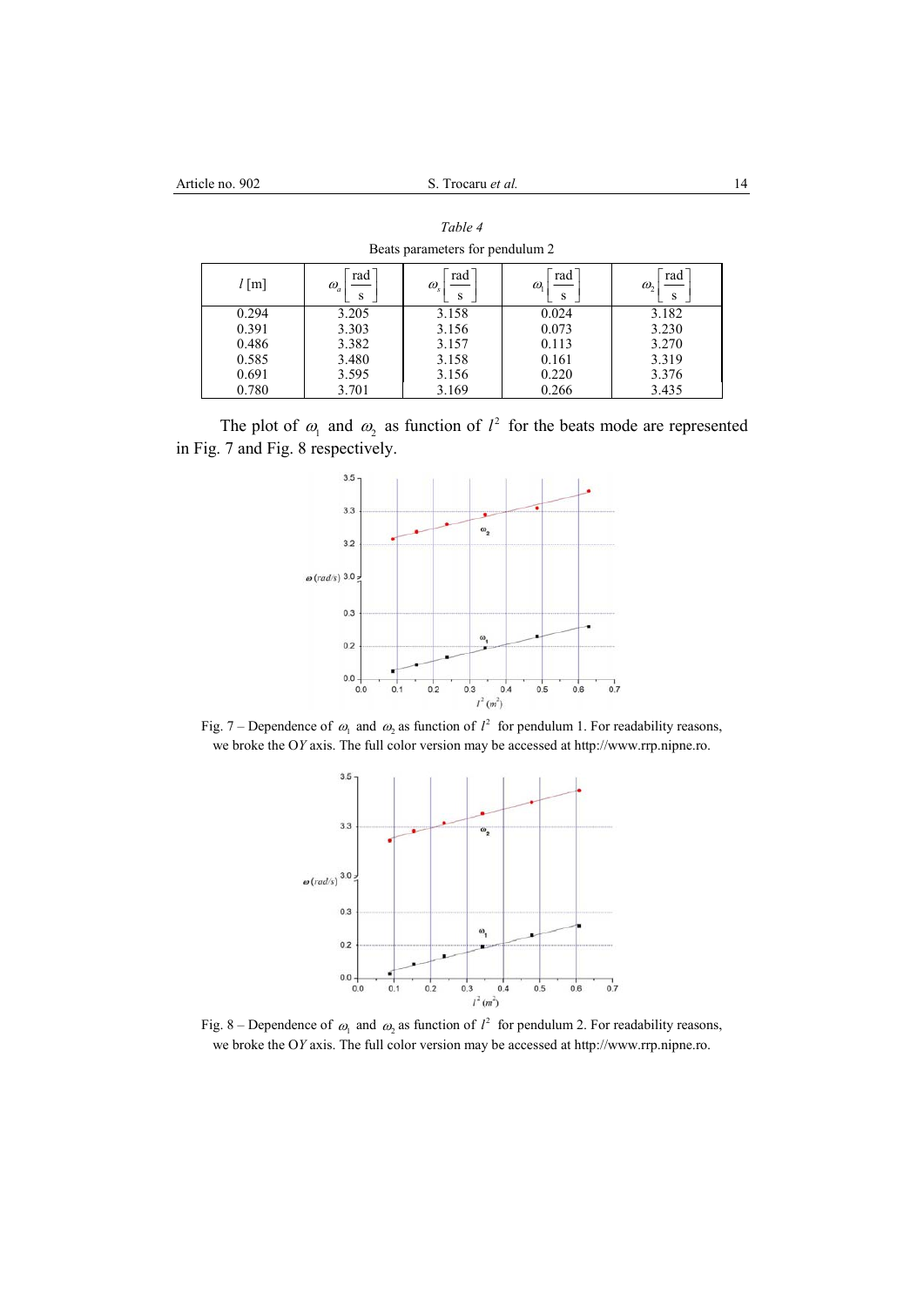*Table 4*

Beats parameters for pendulum 2

| $l$ [m] | $\omega_a \left[\frac{\text{rad}}{\text{s}}\right]$ | $\omega_s \left[\frac{\text{rad}}{\text{s}}\right]$ | $\omega_1 \left[\frac{\text{rad}}{\text{s}}\right]$ | $\omega_2 \left[\frac{\text{rad}}{\text{s}}\right]$ |
|---|---|---|---|---|
| 0.294 | 3.205 | 3.158 | 0.024 | 3.182 |
| 0.391 | 3.303 | 3.156 | 0.073 | 3.230 |
| 0.486 | 3.382 | 3.157 | 0.113 | 3.270 |
| 0.585 | 3.480 | 3.158 | 0.161 | 3.319 |
| 0.691 | 3.595 | 3.156 | 0.220 | 3.376 |
| 0.780 | 3.701 | 3.169 | 0.266 | 3.435 |

The plot of $\omega_1$ and $\omega_2$ as function of $l^2$ for the beats mode are represented in Fig. 7 and Fig. 8 respectively.

Fig. 7 – Dependence of $\omega_1$ and $\omega_2$ as function of $l^2$ for pendulum 1. For readability reasons, we broke the O*Y* axis. The full color version may be accessed at http://www.rrp.nipne.ro.

Fig. 8 – Dependence of $\omega_1$ and $\omega_2$ as function of $l^2$ for pendulum 2. For readability reasons, we broke the O*Y* axis. The full color version may be accessed at http://www.rrp.nipne.ro.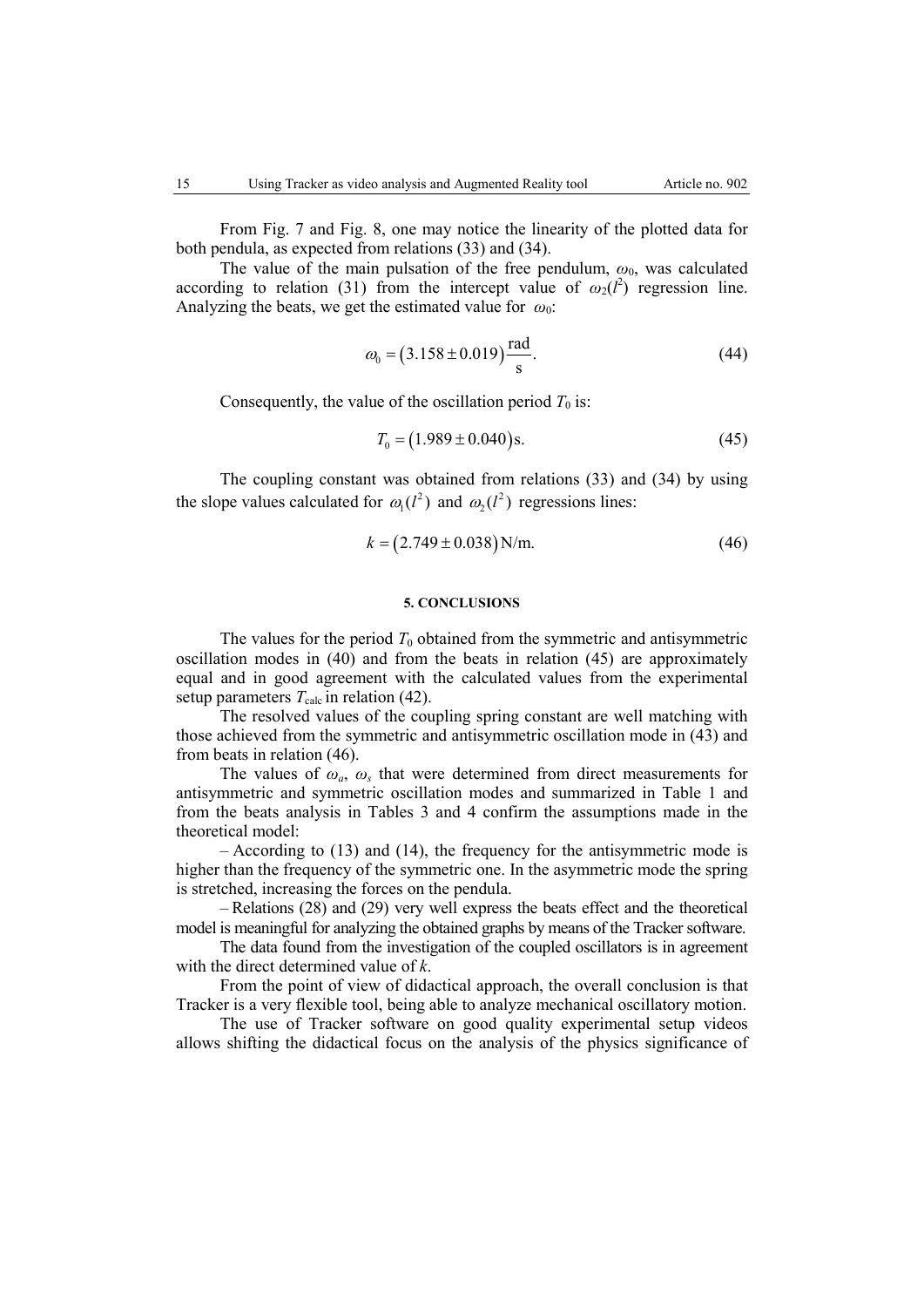From Fig. 7 and Fig. 8, one may notice the linearity of the plotted data for both pendula, as expected from relations (33) and (34).

The value of the main pulsation of the free pendulum, $\omega_0$, was calculated according to relation (31) from the intercept value of $\omega_2(l^2)$ regression line. Analyzing the beats, we get the estimated value for $\omega_0$:

$$\omega_0 = (3.158 \pm 0.019)\frac{\text{rad}}{\text{s}}. \tag{44}$$

Consequently, the value of the oscillation period $T_0$ is:

$$T_0 = (1.989 \pm 0.040)\text{s}. \tag{45}$$

The coupling constant was obtained from relations (33) and (34) by using the slope values calculated for $\omega_1(l^2)$ and $\omega_2(l^2)$ regressions lines:

$$k = (2.749 \pm 0.038)\,\text{N/m}. \tag{46}$$

## 5. CONCLUSIONS

The values for the period $T_0$ obtained from the symmetric and antisymmetric oscillation modes in (40) and from the beats in relation (45) are approximately equal and in good agreement with the calculated values from the experimental setup parameters $T_{\text{calc}}$ in relation (42).

The resolved values of the coupling spring constant are well matching with those achieved from the symmetric and antisymmetric oscillation mode in (43) and from beats in relation (46).

The values of $\omega_a$, $\omega_s$ that were determined from direct measurements for antisymmetric and symmetric oscillation modes and summarized in Table 1 and from the beats analysis in Tables 3 and 4 confirm the assumptions made in the theoretical model:

– According to (13) and (14), the frequency for the antisymmetric mode is higher than the frequency of the symmetric one. In the asymmetric mode the spring is stretched, increasing the forces on the pendula.

– Relations (28) and (29) very well express the beats effect and the theoretical model is meaningful for analyzing the obtained graphs by means of the Tracker software.

The data found from the investigation of the coupled oscillators is in agreement with the direct determined value of *k*.

From the point of view of didactical approach, the overall conclusion is that Tracker is a very flexible tool, being able to analyze mechanical oscillatory motion.

The use of Tracker software on good quality experimental setup videos allows shifting the didactical focus on the analysis of the physics significance of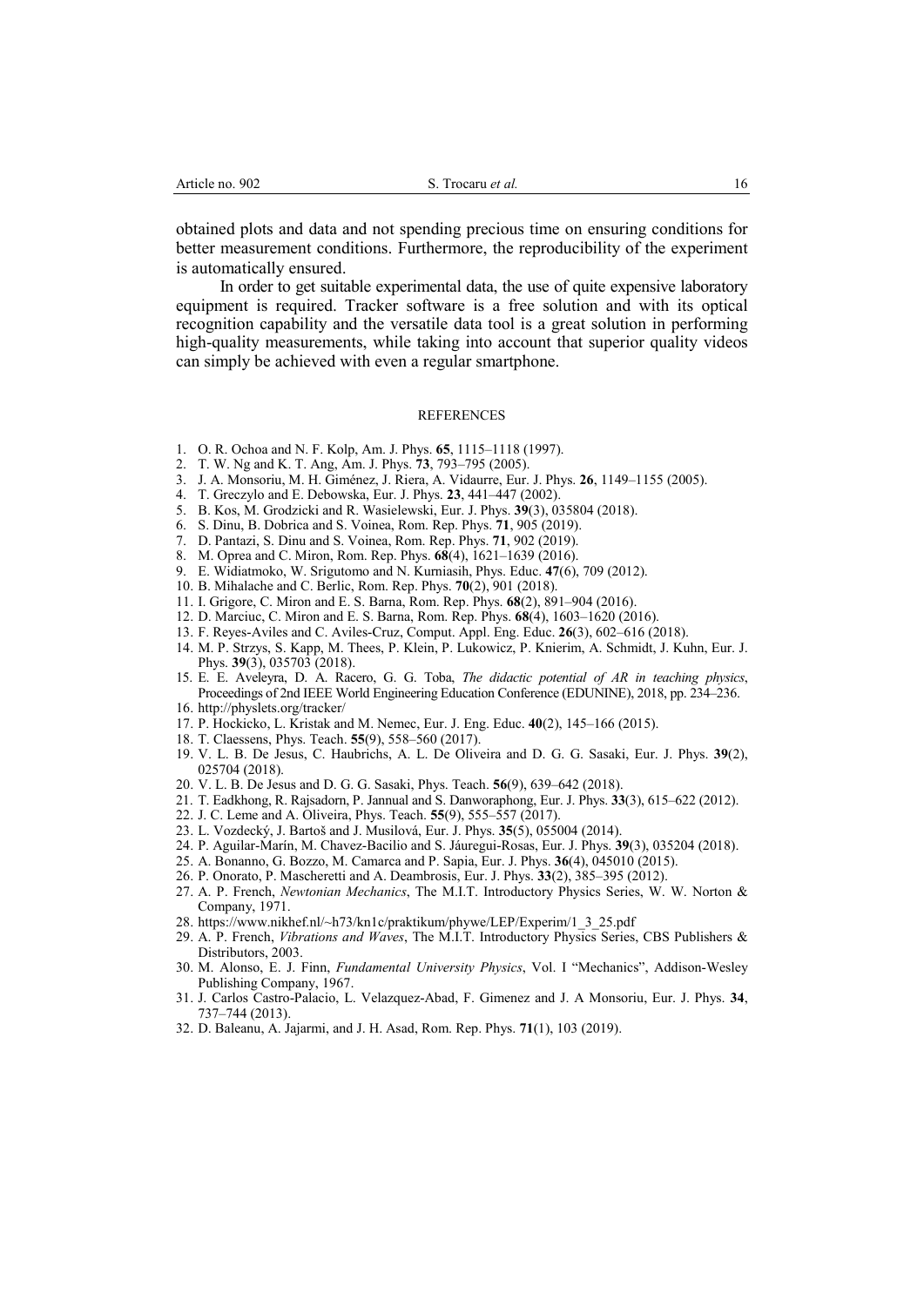obtained plots and data and not spending precious time on ensuring conditions for better measurement conditions. Furthermore, the reproducibility of the experiment is automatically ensured.

In order to get suitable experimental data, the use of quite expensive laboratory equipment is required. Tracker software is a free solution and with its optical recognition capability and the versatile data tool is a great solution in performing high-quality measurements, while taking into account that superior quality videos can simply be achieved with even a regular smartphone.

## REFERENCES

1. O. R. Ochoa and N. F. Kolp, Am. J. Phys. **65**, 1115–1118 (1997).
2. T. W. Ng and K. T. Ang, Am. J. Phys. **73**, 793–795 (2005).
3. J. A. Monsoriu, M. H. Giménez, J. Riera, A. Vidaurre, Eur. J. Phys. **26**, 1149–1155 (2005).
4. T. Greczylo and E. Debowska, Eur. J. Phys. **23**, 441–447 (2002).
5. B. Kos, M. Grodzicki and R. Wasielewski, Eur. J. Phys. **39**(3), 035804 (2018).
6. S. Dinu, B. Dobrica and S. Voinea, Rom. Rep. Phys. **71**, 905 (2019).
7. D. Pantazi, S. Dinu and S. Voinea, Rom. Rep. Phys. **71**, 902 (2019).
8. M. Oprea and C. Miron, Rom. Rep. Phys. **68**(4), 1621–1639 (2016).
9. E. Widiatmoko, W. Srigutomo and N. Kurniasih, Phys. Educ. **47**(6), 709 (2012).
10. B. Mihalache and C. Berlic, Rom. Rep. Phys. **70**(2), 901 (2018).
11. I. Grigore, C. Miron and E. S. Barna, Rom. Rep. Phys. **68**(2), 891–904 (2016).
12. D. Marciuc, C. Miron and E. S. Barna, Rom. Rep. Phys. **68**(4), 1603–1620 (2016).
13. F. Reyes-Aviles and C. Aviles-Cruz, Comput. Appl. Eng. Educ. **26**(3), 602–616 (2018).
14. M. P. Strzys, S. Kapp, M. Thees, P. Klein, P. Lukowicz, P. Knierim, A. Schmidt, J. Kuhn, Eur. J. Phys. **39**(3), 035703 (2018).
15. E. E. Aveleyra, D. A. Racero, G. G. Toba, *The didactic potential of AR in teaching physics*, Proceedings of 2nd IEEE World Engineering Education Conference (EDUNINE), 2018, pp. 234–236.
16. http://physlets.org/tracker/
17. P. Hockicko, L. Kristak and M. Nemec, Eur. J. Eng. Educ. **40**(2), 145–166 (2015).
18. T. Claessens, Phys. Teach. **55**(9), 558–560 (2017).
19. V. L. B. De Jesus, C. Haubrichs, A. L. De Oliveira and D. G. G. Sasaki, Eur. J. Phys. **39**(2), 025704 (2018).
20. V. L. B. De Jesus and D. G. G. Sasaki, Phys. Teach. **56**(9), 639–642 (2018).
21. T. Eadkhong, R. Rajsadorn, P. Jannual and S. Danworaphong, Eur. J. Phys. **33**(3), 615–622 (2012).
22. J. C. Leme and A. Oliveira, Phys. Teach. **55**(9), 555–557 (2017).
23. L. Vozdecký, J. Bartoš and J. Musilová, Eur. J. Phys. **35**(5), 055004 (2014).
24. P. Aguilar-Marín, M. Chavez-Bacilio and S. Jáuregui-Rosas, Eur. J. Phys. **39**(3), 035204 (2018).
25. A. Bonanno, G. Bozzo, M. Camarca and P. Sapia, Eur. J. Phys. **36**(4), 045010 (2015).
26. P. Onorato, P. Mascheretti and A. Deambrosis, Eur. J. Phys. **33**(2), 385–395 (2012).
27. A. P. French, *Newtonian Mechanics*, The M.I.T. Introductory Physics Series, W. W. Norton & Company, 1971.
28. https://www.nikhef.nl/~h73/kn1c/praktikum/phywe/LEP/Experim/1_3_25.pdf
29. A. P. French, *Vibrations and Waves*, The M.I.T. Introductory Physics Series, CBS Publishers & Distributors, 2003.
30. M. Alonso, E. J. Finn, *Fundamental University Physics*, Vol. I "Mechanics", Addison-Wesley Publishing Company, 1967.
31. J. Carlos Castro-Palacio, L. Velazquez-Abad, F. Gimenez and J. A Monsoriu, Eur. J. Phys. **34**, 737–744 (2013).
32. D. Baleanu, A. Jajarmi, and J. H. Asad, Rom. Rep. Phys. **71**(1), 103 (2019).